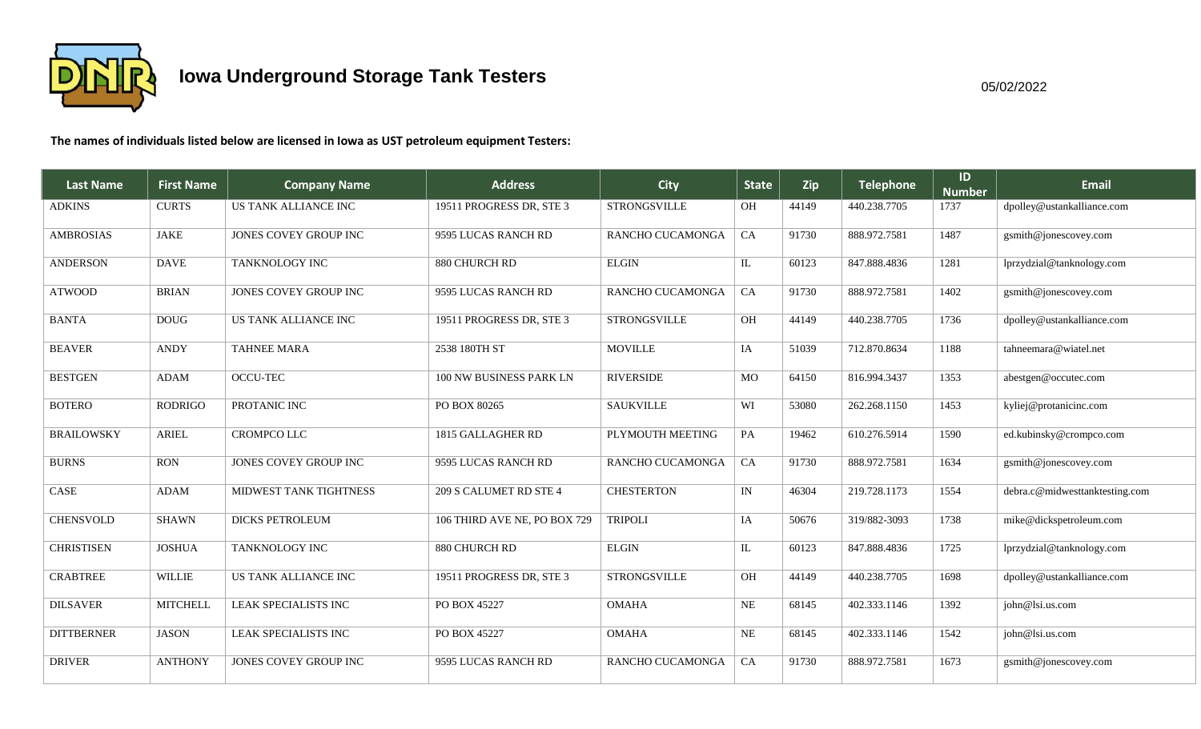# Iowa Underground Storage Tank Testers

05/02/2022

**The names of individuals listed below are licensed in Iowa as UST petroleum equipment Testers:**

| Last Name | First Name | Company Name | Address | City | State | Zip | Telephone | ID Number | Email |
|---|---|---|---|---|---|---|---|---|---|
| ADKINS | CURTS | US TANK ALLIANCE INC | 19511 PROGRESS DR, STE 3 | STRONGSVILLE | OH | 44149 | 440.238.7705 | 1737 | dpolley@ustankalliance.com |
| AMBROSIAS | JAKE | JONES COVEY GROUP INC | 9595 LUCAS RANCH RD | RANCHO CUCAMONGA | CA | 91730 | 888.972.7581 | 1487 | gsmith@jonescovey.com |
| ANDERSON | DAVE | TANKNOLOGY INC | 880 CHURCH RD | ELGIN | IL | 60123 | 847.888.4836 | 1281 | lprzydzial@tanknology.com |
| ATWOOD | BRIAN | JONES COVEY GROUP INC | 9595 LUCAS RANCH RD | RANCHO CUCAMONGA | CA | 91730 | 888.972.7581 | 1402 | gsmith@jonescovey.com |
| BANTA | DOUG | US TANK ALLIANCE INC | 19511 PROGRESS DR, STE 3 | STRONGSVILLE | OH | 44149 | 440.238.7705 | 1736 | dpolley@ustankalliance.com |
| BEAVER | ANDY | TAHNEE MARA | 2538 180TH ST | MOVILLE | IA | 51039 | 712.870.8634 | 1188 | tahneemara@wiatel.net |
| BESTGEN | ADAM | OCCU-TEC | 100 NW BUSINESS PARK LN | RIVERSIDE | MO | 64150 | 816.994.3437 | 1353 | abestgen@occutec.com |
| BOTERO | RODRIGO | PROTANIC INC | PO BOX 80265 | SAUKVILLE | WI | 53080 | 262.268.1150 | 1453 | kyliej@protanicinc.com |
| BRAILOWSKY | ARIEL | CROMPCO LLC | 1815 GALLAGHER RD | PLYMOUTH MEETING | PA | 19462 | 610.276.5914 | 1590 | ed.kubinsky@crompco.com |
| BURNS | RON | JONES COVEY GROUP INC | 9595 LUCAS RANCH RD | RANCHO CUCAMONGA | CA | 91730 | 888.972.7581 | 1634 | gsmith@jonescovey.com |
| CASE | ADAM | MIDWEST TANK TIGHTNESS | 209 S CALUMET RD STE 4 | CHESTERTON | IN | 46304 | 219.728.1173 | 1554 | debra.c@midwesttanktesting.com |
| CHENSVOLD | SHAWN | DICKS PETROLEUM | 106 THIRD AVE NE, PO BOX 729 | TRIPOLI | IA | 50676 | 319/882-3093 | 1738 | mike@dickspetroleum.com |
| CHRISTISEN | JOSHUA | TANKNOLOGY INC | 880 CHURCH RD | ELGIN | IL | 60123 | 847.888.4836 | 1725 | lprzydzial@tanknology.com |
| CRABTREE | WILLIE | US TANK ALLIANCE INC | 19511 PROGRESS DR, STE 3 | STRONGSVILLE | OH | 44149 | 440.238.7705 | 1698 | dpolley@ustankalliance.com |
| DILSAVER | MITCHELL | LEAK SPECIALISTS INC | PO BOX 45227 | OMAHA | NE | 68145 | 402.333.1146 | 1392 | john@lsi.us.com |
| DITTBERNER | JASON | LEAK SPECIALISTS INC | PO BOX 45227 | OMAHA | NE | 68145 | 402.333.1146 | 1542 | john@lsi.us.com |
| DRIVER | ANTHONY | JONES COVEY GROUP INC | 9595 LUCAS RANCH RD | RANCHO CUCAMONGA | CA | 91730 | 888.972.7581 | 1673 | gsmith@jonescovey.com |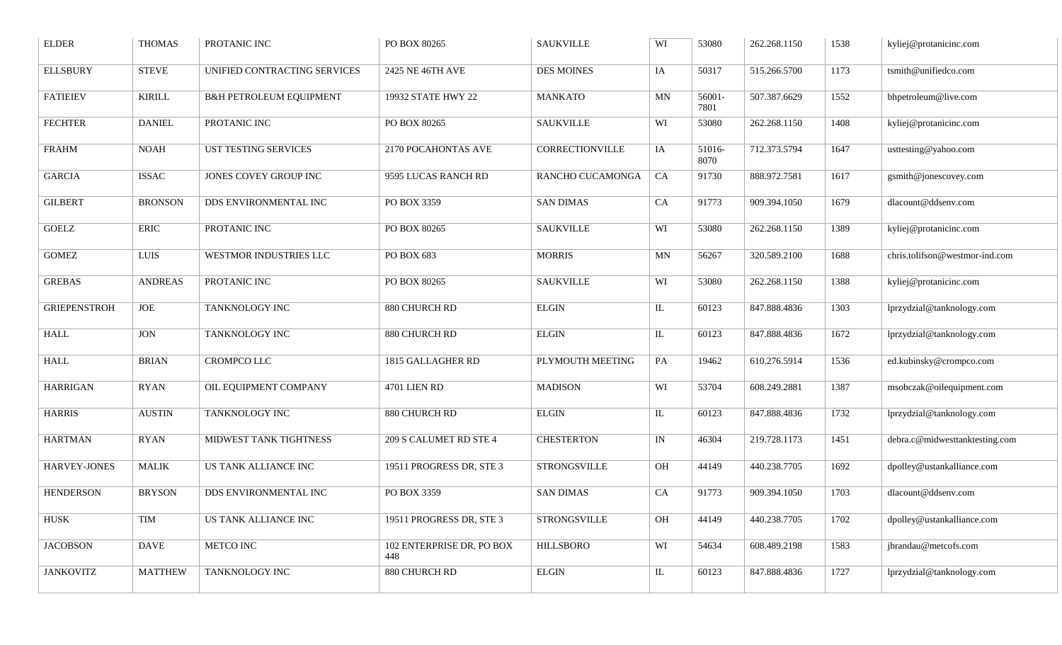| ELDER | THOMAS | PROTANIC INC | PO BOX 80265 | SAUKVILLE | WI | 53080 | 262.268.1150 | 1538 | kyliej@protanicinc.com |
|---|---|---|---|---|---|---|---|---|---|
| ELLSBURY | STEVE | UNIFIED CONTRACTING SERVICES | 2425 NE 46TH AVE | DES MOINES | IA | 50317 | 515.266.5700 | 1173 | tsmith@unifiedco.com |
| FATIEIEV | KIRILL | B&H PETROLEUM EQUIPMENT | 19932 STATE HWY 22 | MANKATO | MN | 56001-7801 | 507.387.6629 | 1552 | bhpetroleum@live.com |
| FECHTER | DANIEL | PROTANIC INC | PO BOX 80265 | SAUKVILLE | WI | 53080 | 262.268.1150 | 1408 | kyliej@protanicinc.com |
| FRAHM | NOAH | UST TESTING SERVICES | 2170 POCAHONTAS AVE | CORRECTIONVILLE | IA | 51016-8070 | 712.373.5794 | 1647 | usttesting@yahoo.com |
| GARCIA | ISSAC | JONES COVEY GROUP INC | 9595 LUCAS RANCH RD | RANCHO CUCAMONGA | CA | 91730 | 888.972.7581 | 1617 | gsmith@jonescovey.com |
| GILBERT | BRONSON | DDS ENVIRONMENTAL INC | PO BOX 3359 | SAN DIMAS | CA | 91773 | 909.394.1050 | 1679 | dlacount@ddsenv.com |
| GOELZ | ERIC | PROTANIC INC | PO BOX 80265 | SAUKVILLE | WI | 53080 | 262.268.1150 | 1389 | kyliej@protanicinc.com |
| GOMEZ | LUIS | WESTMOR INDUSTRIES LLC | PO BOX 683 | MORRIS | MN | 56267 | 320.589.2100 | 1688 | chris.tolifson@westmor-ind.com |
| GREBAS | ANDREAS | PROTANIC INC | PO BOX 80265 | SAUKVILLE | WI | 53080 | 262.268.1150 | 1388 | kyliej@protanicinc.com |
| GRIEPENSTROH | JOE | TANKNOLOGY INC | 880 CHURCH RD | ELGIN | IL | 60123 | 847.888.4836 | 1303 | lprzydzial@tanknology.com |
| HALL | JON | TANKNOLOGY INC | 880 CHURCH RD | ELGIN | IL | 60123 | 847.888.4836 | 1672 | lprzydzial@tanknology.com |
| HALL | BRIAN | CROMPCO LLC | 1815 GALLAGHER RD | PLYMOUTH MEETING | PA | 19462 | 610.276.5914 | 1536 | ed.kubinsky@crompco.com |
| HARRIGAN | RYAN | OIL EQUIPMENT COMPANY | 4701 LIEN RD | MADISON | WI | 53704 | 608.249.2881 | 1387 | msobczak@oilequipment.com |
| HARRIS | AUSTIN | TANKNOLOGY INC | 880 CHURCH RD | ELGIN | IL | 60123 | 847.888.4836 | 1732 | lprzydzial@tanknology.com |
| HARTMAN | RYAN | MIDWEST TANK TIGHTNESS | 209 S CALUMET RD STE 4 | CHESTERTON | IN | 46304 | 219.728.1173 | 1451 | debra.c@midwesttanktesting.com |
| HARVEY-JONES | MALIK | US TANK ALLIANCE INC | 19511 PROGRESS DR, STE 3 | STRONGSVILLE | OH | 44149 | 440.238.7705 | 1692 | dpolley@ustankalliance.com |
| HENDERSON | BRYSON | DDS ENVIRONMENTAL INC | PO BOX 3359 | SAN DIMAS | CA | 91773 | 909.394.1050 | 1703 | dlacount@ddsenv.com |
| HUSK | TIM | US TANK ALLIANCE INC | 19511 PROGRESS DR, STE 3 | STRONGSVILLE | OH | 44149 | 440.238.7705 | 1702 | dpolley@ustankalliance.com |
| JACOBSON | DAVE | METCO INC | 102 ENTERPRISE DR, PO BOX 448 | HILLSBORO | WI | 54634 | 608.489.2198 | 1583 | jbrandau@metcofs.com |
| JANKOVITZ | MATTHEW | TANKNOLOGY INC | 880 CHURCH RD | ELGIN | IL | 60123 | 847.888.4836 | 1727 | lprzydzial@tanknology.com |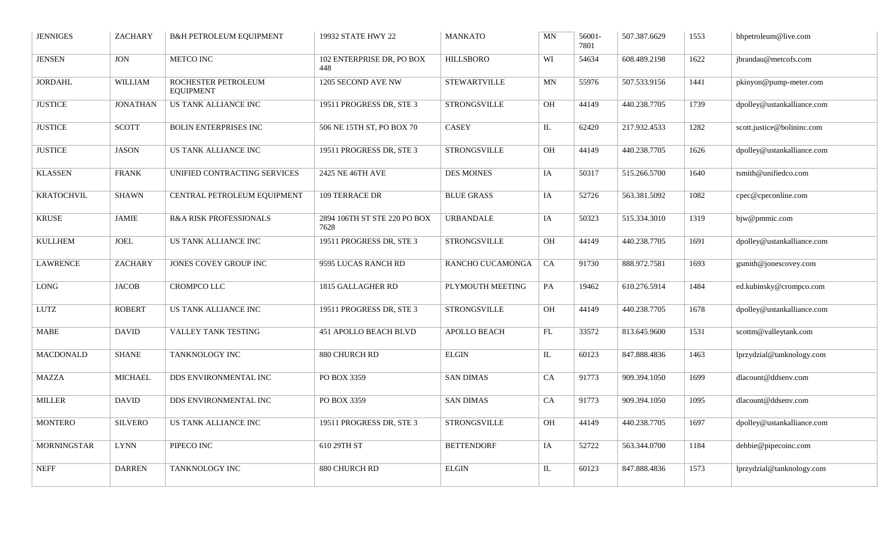| | | | | | | | | | |
|---|---|---|---|---|---|---|---|---|---|
| JENNIGES | ZACHARY | B&H PETROLEUM EQUIPMENT | 19932 STATE HWY 22 | MANKATO | MN | 56001-7801 | 507.387.6629 | 1553 | bhpetroleum@live.com |
| JENSEN | JON | METCO INC | 102 ENTERPRISE DR, PO BOX 448 | HILLSBORO | WI | 54634 | 608.489.2198 | 1622 | jbrandau@metcofs.com |
| JORDAHL | WILLIAM | ROCHESTER PETROLEUM EQUIPMENT | 1205 SECOND AVE NW | STEWARTVILLE | MN | 55976 | 507.533.9156 | 1441 | pkinyon@pump-meter.com |
| JUSTICE | JONATHAN | US TANK ALLIANCE INC | 19511 PROGRESS DR, STE 3 | STRONGSVILLE | OH | 44149 | 440.238.7705 | 1739 | dpolley@ustankalliance.com |
| JUSTICE | SCOTT | BOLIN ENTERPRISES INC | 506 NE 15TH ST, PO BOX 70 | CASEY | IL | 62420 | 217.932.4533 | 1282 | scott.justice@bolininc.com |
| JUSTICE | JASON | US TANK ALLIANCE INC | 19511 PROGRESS DR, STE 3 | STRONGSVILLE | OH | 44149 | 440.238.7705 | 1626 | dpolley@ustankalliance.com |
| KLASSEN | FRANK | UNIFIED CONTRACTING SERVICES | 2425 NE 46TH AVE | DES MOINES | IA | 50317 | 515.266.5700 | 1640 | tsmith@unifiedco.com |
| KRATOCHVIL | SHAWN | CENTRAL PETROLEUM EQUIPMENT | 109 TERRACE DR | BLUE GRASS | IA | 52726 | 563.381.5092 | 1082 | cpec@cpeconline.com |
| KRUSE | JAMIE | R&A RISK PROFESSIONALS | 2894 106TH ST STE 220 PO BOX 7628 | URBANDALE | IA | 50323 | 515.334.3010 | 1319 | bjw@pmmic.com |
| KULLHEM | JOEL | US TANK ALLIANCE INC | 19511 PROGRESS DR, STE 3 | STRONGSVILLE | OH | 44149 | 440.238.7705 | 1691 | dpolley@ustankalliance.com |
| LAWRENCE | ZACHARY | JONES COVEY GROUP INC | 9595 LUCAS RANCH RD | RANCHO CUCAMONGA | CA | 91730 | 888.972.7581 | 1693 | gsmith@jonescovey.com |
| LONG | JACOB | CROMPCO LLC | 1815 GALLAGHER RD | PLYMOUTH MEETING | PA | 19462 | 610.276.5914 | 1484 | ed.kubinsky@crompco.com |
| LUTZ | ROBERT | US TANK ALLIANCE INC | 19511 PROGRESS DR, STE 3 | STRONGSVILLE | OH | 44149 | 440.238.7705 | 1678 | dpolley@ustankalliance.com |
| MABE | DAVID | VALLEY TANK TESTING | 451 APOLLO BEACH BLVD | APOLLO BEACH | FL | 33572 | 813.645.9600 | 1531 | scottm@valleytank.com |
| MACDONALD | SHANE | TANKNOLOGY INC | 880 CHURCH RD | ELGIN | IL | 60123 | 847.888.4836 | 1463 | lprzydzial@tanknology.com |
| MAZZA | MICHAEL | DDS ENVIRONMENTAL INC | PO BOX 3359 | SAN DIMAS | CA | 91773 | 909.394.1050 | 1699 | dlacount@ddsenv.com |
| MILLER | DAVID | DDS ENVIRONMENTAL INC | PO BOX 3359 | SAN DIMAS | CA | 91773 | 909.394.1050 | 1095 | dlacount@ddsenv.com |
| MONTERO | SILVERO | US TANK ALLIANCE INC | 19511 PROGRESS DR, STE 3 | STRONGSVILLE | OH | 44149 | 440.238.7705 | 1697 | dpolley@ustankalliance.com |
| MORNINGSTAR | LYNN | PIPECO INC | 610 29TH ST | BETTENDORF | IA | 52722 | 563.344.0700 | 1184 | debbie@pipecoinc.com |
| NEFF | DARREN | TANKNOLOGY INC | 880 CHURCH RD | ELGIN | IL | 60123 | 847.888.4836 | 1573 | lprzydzial@tanknology.com |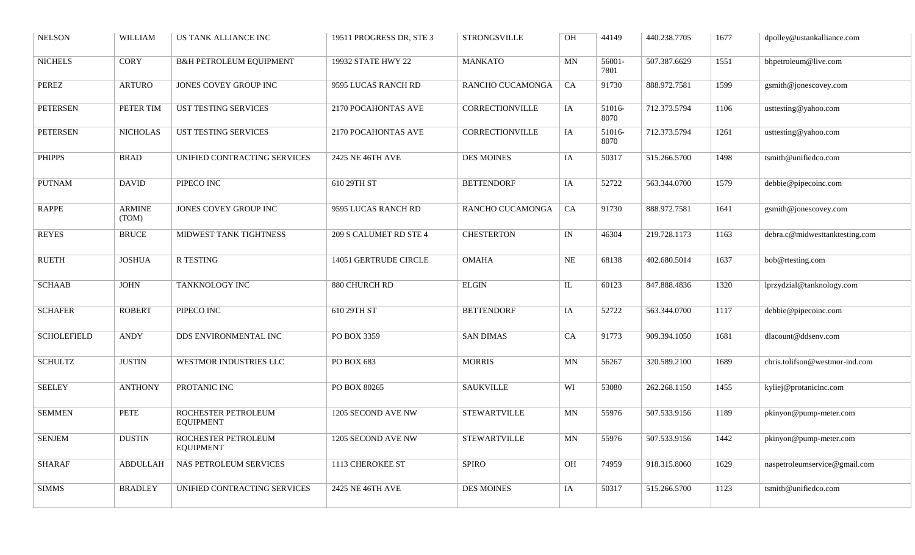| | | | | | | | | | |
|---|---|---|---|---|---|---|---|---|---|
| NELSON | WILLIAM | US TANK ALLIANCE INC | 19511 PROGRESS DR, STE 3 | STRONGSVILLE | OH | 44149 | 440.238.7705 | 1677 | dpolley@ustankalliance.com |
| NICHELS | CORY | B&H PETROLEUM EQUIPMENT | 19932 STATE HWY 22 | MANKATO | MN | 56001-7801 | 507.387.6629 | 1551 | bhpetroleum@live.com |
| PEREZ | ARTURO | JONES COVEY GROUP INC | 9595 LUCAS RANCH RD | RANCHO CUCAMONGA | CA | 91730 | 888.972.7581 | 1599 | gsmith@jonescovey.com |
| PETERSEN | PETER TIM | UST TESTING SERVICES | 2170 POCAHONTAS AVE | CORRECTIONVILLE | IA | 51016-8070 | 712.373.5794 | 1106 | usttesting@yahoo.com |
| PETERSEN | NICHOLAS | UST TESTING SERVICES | 2170 POCAHONTAS AVE | CORRECTIONVILLE | IA | 51016-8070 | 712.373.5794 | 1261 | usttesting@yahoo.com |
| PHIPPS | BRAD | UNIFIED CONTRACTING SERVICES | 2425 NE 46TH AVE | DES MOINES | IA | 50317 | 515.266.5700 | 1498 | tsmith@unifiedco.com |
| PUTNAM | DAVID | PIPECO INC | 610 29TH ST | BETTENDORF | IA | 52722 | 563.344.0700 | 1579 | debbie@pipecoinc.com |
| RAPPE | ARMINE (TOM) | JONES COVEY GROUP INC | 9595 LUCAS RANCH RD | RANCHO CUCAMONGA | CA | 91730 | 888.972.7581 | 1641 | gsmith@jonescovey.com |
| REYES | BRUCE | MIDWEST TANK TIGHTNESS | 209 S CALUMET RD STE 4 | CHESTERTON | IN | 46304 | 219.728.1173 | 1163 | debra.c@midwesttanktesting.com |
| RUETH | JOSHUA | R TESTING | 14051 GERTRUDE CIRCLE | OMAHA | NE | 68138 | 402.680.5014 | 1637 | bob@rtesting.com |
| SCHAAB | JOHN | TANKNOLOGY INC | 880 CHURCH RD | ELGIN | IL | 60123 | 847.888.4836 | 1320 | lprzydzial@tanknology.com |
| SCHAFER | ROBERT | PIPECO INC | 610 29TH ST | BETTENDORF | IA | 52722 | 563.344.0700 | 1117 | debbie@pipecoinc.com |
| SCHOLEFIELD | ANDY | DDS ENVIRONMENTAL INC | PO BOX 3359 | SAN DIMAS | CA | 91773 | 909.394.1050 | 1681 | dlacount@ddsenv.com |
| SCHULTZ | JUSTIN | WESTMOR INDUSTRIES LLC | PO BOX 683 | MORRIS | MN | 56267 | 320.589.2100 | 1689 | chris.tolifson@westmor-ind.com |
| SEELEY | ANTHONY | PROTANIC INC | PO BOX 80265 | SAUKVILLE | WI | 53080 | 262.268.1150 | 1455 | kyliej@protanicinc.com |
| SEMMEN | PETE | ROCHESTER PETROLEUM EQUIPMENT | 1205 SECOND AVE NW | STEWARTVILLE | MN | 55976 | 507.533.9156 | 1189 | pkinyon@pump-meter.com |
| SENJEM | DUSTIN | ROCHESTER PETROLEUM EQUIPMENT | 1205 SECOND AVE NW | STEWARTVILLE | MN | 55976 | 507.533.9156 | 1442 | pkinyon@pump-meter.com |
| SHARAF | ABDULLAH | NAS PETROLEUM SERVICES | 1113 CHEROKEE ST | SPIRO | OH | 74959 | 918.315.8060 | 1629 | naspetroleumservice@gmail.com |
| SIMMS | BRADLEY | UNIFIED CONTRACTING SERVICES | 2425 NE 46TH AVE | DES MOINES | IA | 50317 | 515.266.5700 | 1123 | tsmith@unifiedco.com |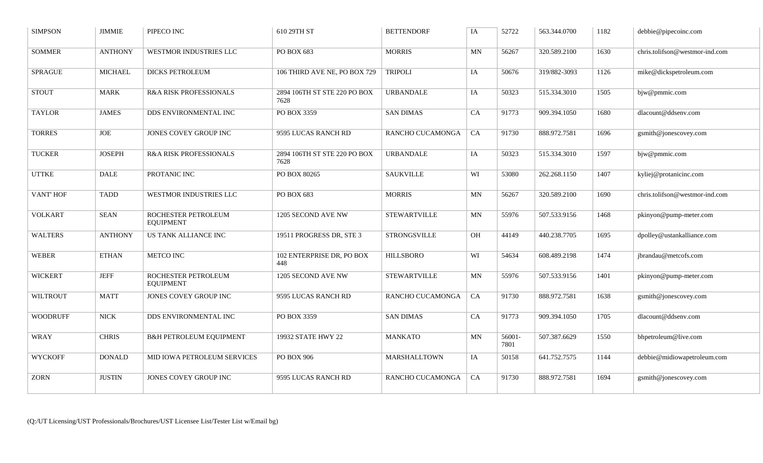| | | | | | | | | | |
|---|---|---|---|---|---|---|---|---|---|
| SIMPSON | JIMMIE | PIPECO INC | 610 29TH ST | BETTENDORF | IA | 52722 | 563.344.0700 | 1182 | debbie@pipecoinc.com |
| SOMMER | ANTHONY | WESTMOR INDUSTRIES LLC | PO BOX 683 | MORRIS | MN | 56267 | 320.589.2100 | 1630 | chris.tolifson@westmor-ind.com |
| SPRAGUE | MICHAEL | DICKS PETROLEUM | 106 THIRD AVE NE, PO BOX 729 | TRIPOLI | IA | 50676 | 319/882-3093 | 1126 | mike@dickspetroleum.com |
| STOUT | MARK | R&A RISK PROFESSIONALS | 2894 106TH ST STE 220 PO BOX 7628 | URBANDALE | IA | 50323 | 515.334.3010 | 1505 | bjw@pmmic.com |
| TAYLOR | JAMES | DDS ENVIRONMENTAL INC | PO BOX 3359 | SAN DIMAS | CA | 91773 | 909.394.1050 | 1680 | dlacount@ddsenv.com |
| TORRES | JOE | JONES COVEY GROUP INC | 9595 LUCAS RANCH RD | RANCHO CUCAMONGA | CA | 91730 | 888.972.7581 | 1696 | gsmith@jonescovey.com |
| TUCKER | JOSEPH | R&A RISK PROFESSIONALS | 2894 106TH ST STE 220 PO BOX 7628 | URBANDALE | IA | 50323 | 515.334.3010 | 1597 | bjw@pmmic.com |
| UTTKE | DALE | PROTANIC INC | PO BOX 80265 | SAUKVILLE | WI | 53080 | 262.268.1150 | 1407 | kyliej@protanicinc.com |
| VANT' HOF | TADD | WESTMOR INDUSTRIES LLC | PO BOX 683 | MORRIS | MN | 56267 | 320.589.2100 | 1690 | chris.tolifson@westmor-ind.com |
| VOLKART | SEAN | ROCHESTER PETROLEUM EQUIPMENT | 1205 SECOND AVE NW | STEWARTVILLE | MN | 55976 | 507.533.9156 | 1468 | pkinyon@pump-meter.com |
| WALTERS | ANTHONY | US TANK ALLIANCE INC | 19511 PROGRESS DR, STE 3 | STRONGSVILLE | OH | 44149 | 440.238.7705 | 1695 | dpolley@ustankalliance.com |
| WEBER | ETHAN | METCO INC | 102 ENTERPRISE DR, PO BOX 448 | HILLSBORO | WI | 54634 | 608.489.2198 | 1474 | jbrandau@metcofs.com |
| WICKERT | JEFF | ROCHESTER PETROLEUM EQUIPMENT | 1205 SECOND AVE NW | STEWARTVILLE | MN | 55976 | 507.533.9156 | 1401 | pkinyon@pump-meter.com |
| WILTROUT | MATT | JONES COVEY GROUP INC | 9595 LUCAS RANCH RD | RANCHO CUCAMONGA | CA | 91730 | 888.972.7581 | 1638 | gsmith@jonescovey.com |
| WOODRUFF | NICK | DDS ENVIRONMENTAL INC | PO BOX 3359 | SAN DIMAS | CA | 91773 | 909.394.1050 | 1705 | dlacount@ddsenv.com |
| WRAY | CHRIS | B&H PETROLEUM EQUIPMENT | 19932 STATE HWY 22 | MANKATO | MN | 56001-7801 | 507.387.6629 | 1550 | bhpetroleum@live.com |
| WYCKOFF | DONALD | MID IOWA PETROLEUM SERVICES | PO BOX 906 | MARSHALLTOWN | IA | 50158 | 641.752.7575 | 1144 | debbie@midiowapetroleum.com |
| ZORN | JUSTIN | JONES COVEY GROUP INC | 9595 LUCAS RANCH RD | RANCHO CUCAMONGA | CA | 91730 | 888.972.7581 | 1694 | gsmith@jonescovey.com |

(Q:/UT Licensing/UST Professionals/Brochures/UST Licensee List/Tester List w/Email bg)